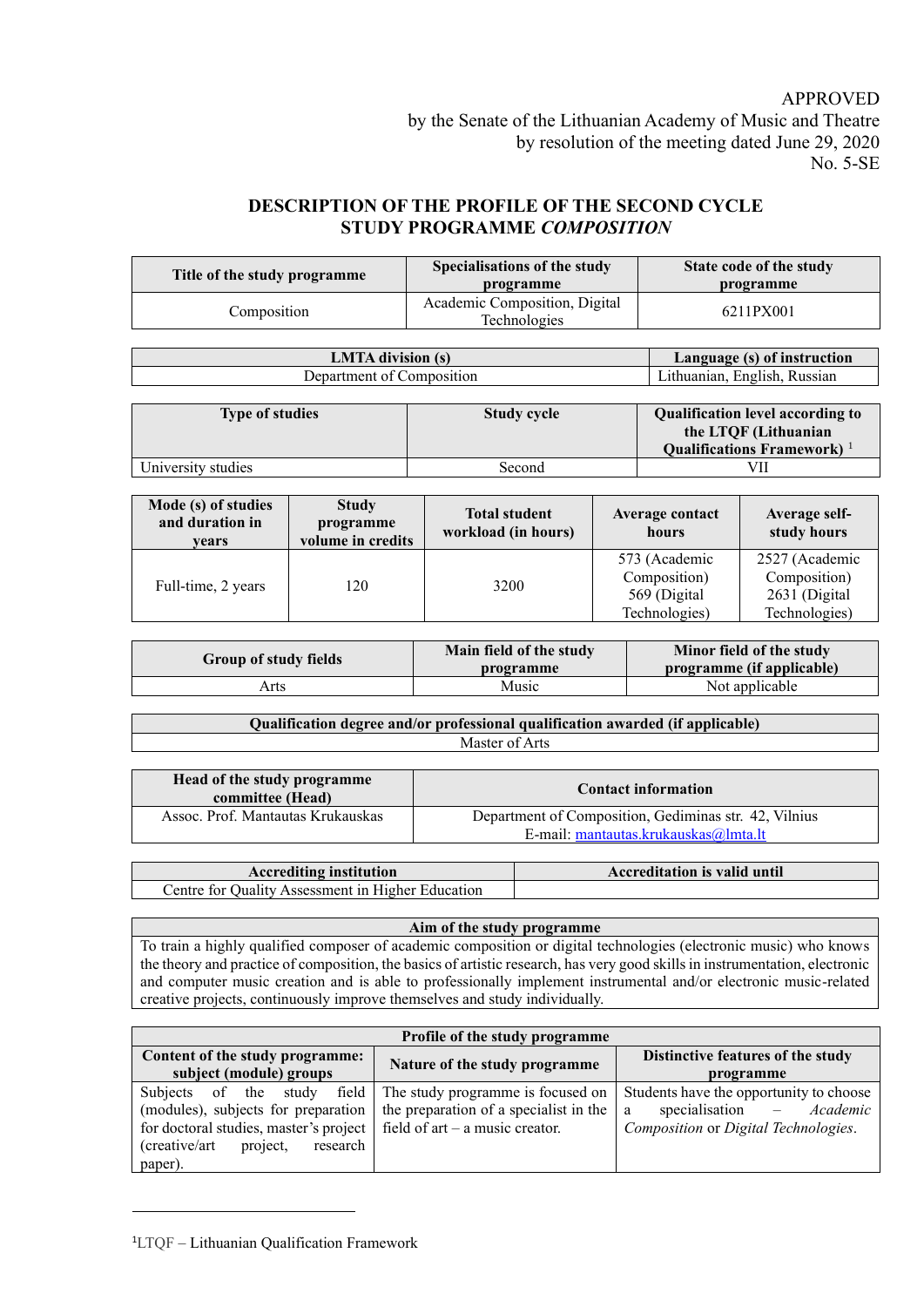APPROVED
by the Senate of the Lithuanian Academy of Music and Theatre
by resolution of the meeting dated June 29, 2020
No. 5-SE

# DESCRIPTION OF THE PROFILE OF THE SECOND CYCLE STUDY PROGRAMME *COMPOSITION*

| Title of the study programme | Specialisations of the study programme | State code of the study programme |
|---|---|---|
| Composition | Academic Composition, Digital Technologies | 6211PX001 |

| LMTA division (s) | Language (s) of instruction |
|---|---|
| Department of Composition | Lithuanian, English, Russian |

| Type of studies | Study cycle | Qualification level according to the LTQF (Lithuanian Qualifications Framework) [1] |
|---|---|---|
| University studies | Second | VII |

| Mode (s) of studies and duration in years | Study programme volume in credits | Total student workload (in hours) | Average contact hours | Average self-study hours |
|---|---|---|---|---|
| Full-time, 2 years | 120 | 3200 | 573 (Academic Composition) 569 (Digital Technologies) | 2527 (Academic Composition) 2631 (Digital Technologies) |

| Group of study fields | Main field of the study programme | Minor field of the study programme (if applicable) |
|---|---|---|
| Arts | Music | Not applicable |

| Qualification degree and/or professional qualification awarded (if applicable) |
|---|
| Master of Arts |

| Head of the study programme committee (Head) | Contact information |
|---|---|
| Assoc. Prof. Mantautas Krukauskas | Department of Composition, Gediminas str. 42, Vilnius E-mail: mantautas.krukauskas@lmta.lt |

| Accrediting institution | Accreditation is valid until |
|---|---|
| Centre for Quality Assessment in Higher Education | |

| Aim of the study programme |
|---|
| To train a highly qualified composer of academic composition or digital technologies (electronic music) who knows the theory and practice of composition, the basics of artistic research, has very good skills in instrumentation, electronic and computer music creation and is able to professionally implement instrumental and/or electronic music-related creative projects, continuously improve themselves and study individually. |

| Profile of the study programme | | |
|---|---|---|
| **Content of the study programme: subject (module) groups** | **Nature of the study programme** | **Distinctive features of the study programme** |
| Subjects of the study field (modules), subjects for preparation for doctoral studies, master's project (creative/art project, research paper). | The study programme is focused on the preparation of a specialist in the field of art – a music creator. | Students have the opportunity to choose a specialisation – *Academic Composition* or *Digital Technologies*. |

[1] LTQF – Lithuanian Qualification Framework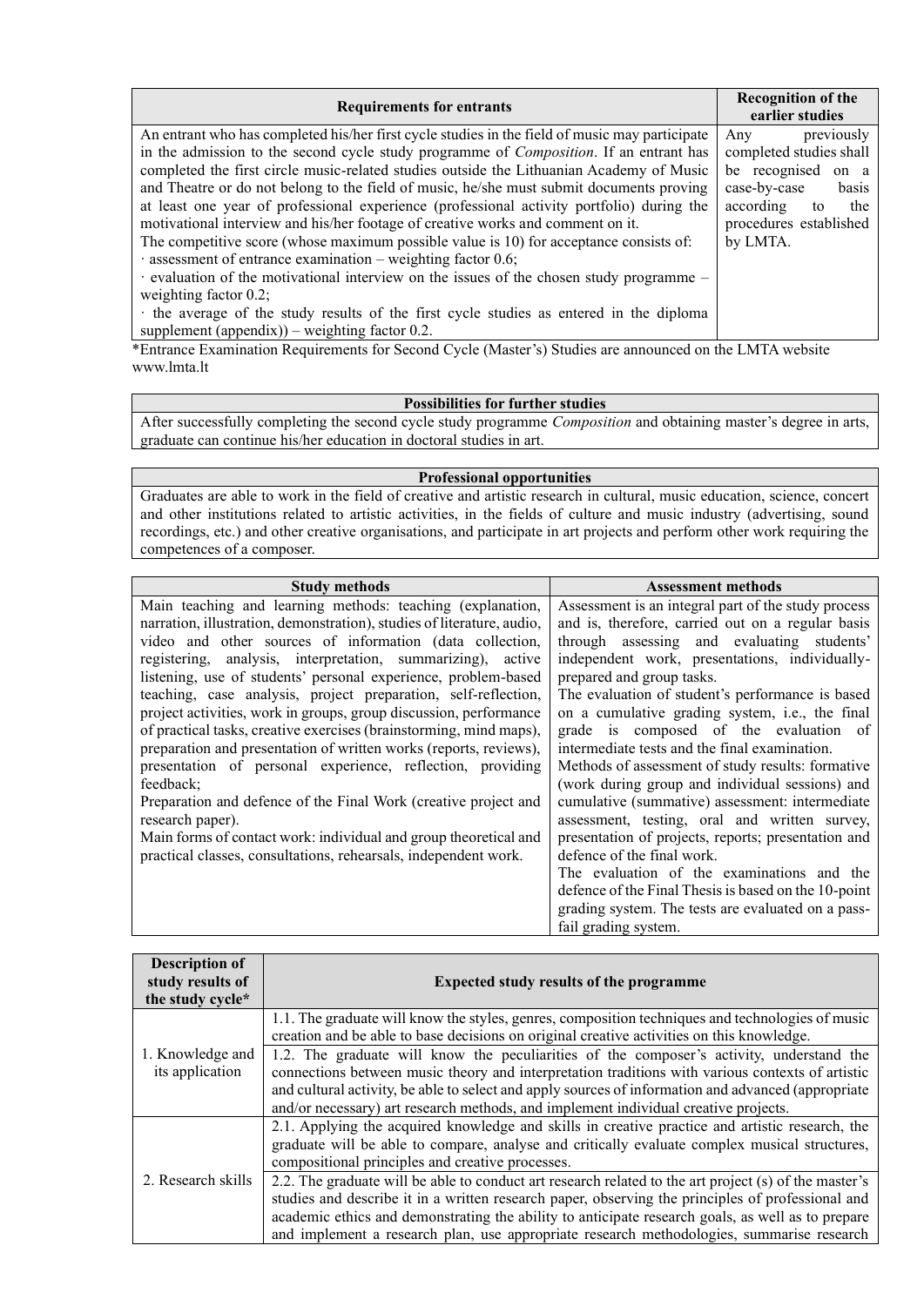| Requirements for entrants | Recognition of the earlier studies |
|---|---|
| An entrant who has completed his/her first cycle studies in the field of music may participate in the admission to the second cycle study programme of *Composition*. If an entrant has completed the first circle music-related studies outside the Lithuanian Academy of Music and Theatre or do not belong to the field of music, he/she must submit documents proving at least one year of professional experience (professional activity portfolio) during the motivational interview and his/her footage of creative works and comment on it.<br>The competitive score (whose maximum possible value is 10) for acceptance consists of:<br>· assessment of entrance examination – weighting factor 0.6;<br>· evaluation of the motivational interview on the issues of the chosen study programme – weighting factor 0.2;<br>· the average of the study results of the first cycle studies as entered in the diploma supplement (appendix)) – weighting factor 0.2. | Any previously completed studies shall be recognised on a case-by-case basis according to the procedures established by LMTA. |

*Entrance Examination Requirements for Second Cycle (Master's) Studies are announced on the LMTA website www.lmta.lt

| Possibilities for further studies |
|---|
| After successfully completing the second cycle study programme *Composition* and obtaining master's degree in arts, graduate can continue his/her education in doctoral studies in art. |

| Professional opportunities |
|---|
| Graduates are able to work in the field of creative and artistic research in cultural, music education, science, concert and other institutions related to artistic activities, in the fields of culture and music industry (advertising, sound recordings, etc.) and other creative organisations, and participate in art projects and perform other work requiring the competences of a composer. |

| Study methods | Assessment methods |
|---|---|
| Main teaching and learning methods: teaching (explanation, narration, illustration, demonstration), studies of literature, audio, video and other sources of information (data collection, registering, analysis, interpretation, summarizing), active listening, use of students' personal experience, problem-based teaching, case analysis, project preparation, self-reflection, project activities, work in groups, group discussion, performance of practical tasks, creative exercises (brainstorming, mind maps), preparation and presentation of written works (reports, reviews), presentation of personal experience, reflection, providing feedback;<br>Preparation and defence of the Final Work (creative project and research paper).<br>Main forms of contact work: individual and group theoretical and practical classes, consultations, rehearsals, independent work. | Assessment is an integral part of the study process and is, therefore, carried out on a regular basis through assessing and evaluating students' independent work, presentations, individually-prepared and group tasks.<br>The evaluation of student's performance is based on a cumulative grading system, i.e., the final grade is composed of the evaluation of intermediate tests and the final examination.<br>Methods of assessment of study results: formative (work during group and individual sessions) and cumulative (summative) assessment: intermediate assessment, testing, oral and written survey, presentation of projects, reports; presentation and defence of the final work.<br>The evaluation of the examinations and the defence of the Final Thesis is based on the 10-point grading system. The tests are evaluated on a pass-fail grading system. |

| Description of study results of the study cycle* | Expected study results of the programme |
|---|---|
| 1. Knowledge and its application | 1.1. The graduate will know the styles, genres, composition techniques and technologies of music creation and be able to base decisions on original creative activities on this knowledge. |
| | 1.2. The graduate will know the peculiarities of the composer's activity, understand the connections between music theory and interpretation traditions with various contexts of artistic and cultural activity, be able to select and apply sources of information and advanced (appropriate and/or necessary) art research methods, and implement individual creative projects. |
| 2. Research skills | 2.1. Applying the acquired knowledge and skills in creative practice and artistic research, the graduate will be able to compare, analyse and critically evaluate complex musical structures, compositional principles and creative processes. |
| | 2.2. The graduate will be able to conduct art research related to the art project (s) of the master's studies and describe it in a written research paper, observing the principles of professional and academic ethics and demonstrating the ability to anticipate research goals, as well as to prepare and implement a research plan, use appropriate research methodologies, summarise research |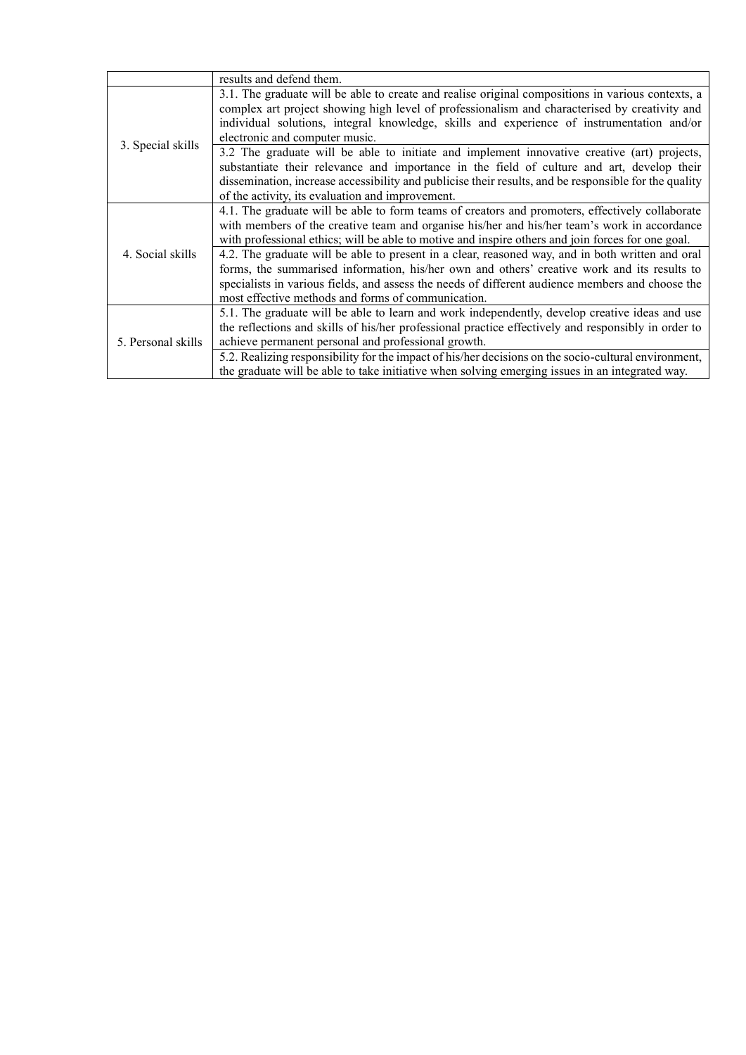| | |
|---|---|
| | results and defend them. |
| 3. Special skills | 3.1. The graduate will be able to create and realise original compositions in various contexts, a complex art project showing high level of professionalism and characterised by creativity and individual solutions, integral knowledge, skills and experience of instrumentation and/or electronic and computer music. |
| | 3.2 The graduate will be able to initiate and implement innovative creative (art) projects, substantiate their relevance and importance in the field of culture and art, develop their dissemination, increase accessibility and publicise their results, and be responsible for the quality of the activity, its evaluation and improvement. |
| 4. Social skills | 4.1. The graduate will be able to form teams of creators and promoters, effectively collaborate with members of the creative team and organise his/her and his/her team's work in accordance with professional ethics; will be able to motive and inspire others and join forces for one goal. |
| | 4.2. The graduate will be able to present in a clear, reasoned way, and in both written and oral forms, the summarised information, his/her own and others' creative work and its results to specialists in various fields, and assess the needs of different audience members and choose the most effective methods and forms of communication. |
| 5. Personal skills | 5.1. The graduate will be able to learn and work independently, develop creative ideas and use the reflections and skills of his/her professional practice effectively and responsibly in order to achieve permanent personal and professional growth. |
| | 5.2. Realizing responsibility for the impact of his/her decisions on the socio-cultural environment, the graduate will be able to take initiative when solving emerging issues in an integrated way. |